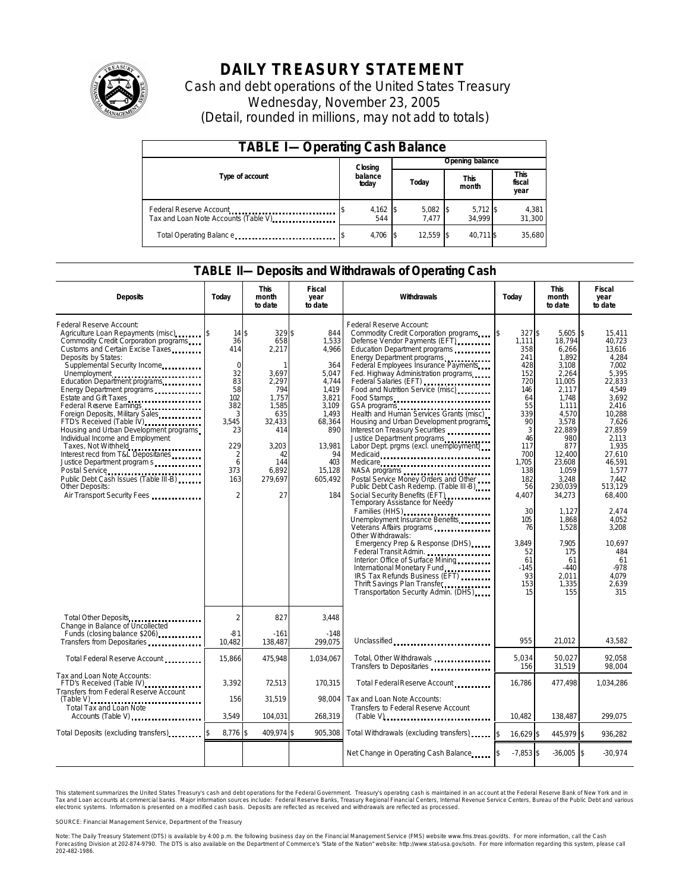# DAILY TREASURY STATEMENT

Cash and debt operations of the United States Treasury

Wednesday, November 23, 2005

(Detail, rounded in millions, may not add to totals)

## TABLE I—Operating Cash Balance

| Type of account | Closing balance today | Opening balance Today | Opening balance This month | Opening balance This fiscal year |
|---|---|---|---|---|
| Federal Reserve Account | $ 4,162 | $ 5,082 | $ 5,712 | $ 4,381 |
| Tax and Loan Note Accounts (Table V) | 544 | 7,477 | 34,999 | 31,300 |
| Total Operating Balance | $ 4,706 | $ 12,559 | $ 40,711 | $ 35,680 |

## TABLE II—Deposits and Withdrawals of Operating Cash

| Deposits | Today | This month to date | Fiscal year to date | Withdrawals | Today | This month to date | Fiscal year to date |
|---|---|---|---|---|---|---|---|
| Federal Reserve Account: | | | | Federal Reserve Account: | | | |
| Agriculture Loan Repayments (misc) | $ 14 | $ 329 | $ 844 | Commodity Credit Corporation programs | $ 327 | $ 5,605 | $ 15,411 |
| Commodity Credit Corporation programs | 36 | 658 | 1,533 | Defense Vendor Payments (EFT) | 1,111 | 18,794 | 40,723 |
| Customs and Certain Excise Taxes | 414 | 2,217 | 4,966 | Education Department programs | 358 | 6,266 | 13,616 |
| Deposits by States: | | | | Energy Department programs | 241 | 1,892 | 4,284 |
| Supplemental Security Income | 0 | 1 | 364 | Federal Employees Insurance Payments | 428 | 3,108 | 7,002 |
| Unemployment | 32 | 3,697 | 5,047 | Fed. Highway Administration programs | 152 | 2,264 | 5,395 |
| Education Department programs | 83 | 2,297 | 4,744 | Federal Salaries (EFT) | 720 | 11,005 | 22,833 |
| Energy Department programs | 58 | 794 | 1,419 | Food and Nutrition Service (misc) | 146 | 2,117 | 4,549 |
| Estate and Gift Taxes | 102 | 1,757 | 3,821 | Food Stamps | 64 | 1,748 | 3,692 |
| Federal Reserve Earnings | 382 | 1,585 | 3,109 | GSA programs | 55 | 1,111 | 2,416 |
| Foreign Deposits, Military Sales | 3 | 635 | 1,493 | Health and Human Services Grants (misc) | 339 | 4,570 | 10,288 |
| FTD's Received (Table IV) | 3,545 | 32,433 | 68,364 | Housing and Urban Development programs | 90 | 3,578 | 7,626 |
| Housing and Urban Development programs | 23 | 414 | 890 | Interest on Treasury Securities | 3 | 22,889 | 27,859 |
| Individual Income and Employment | | | | Justice Department programs | 46 | 980 | 2,113 |
| Taxes, Not Withheld | 229 | 3,203 | 13,981 | Labor Dept. prgms (excl. unemployment) | 117 | 877 | 1,935 |
| Interest recd from T&L Depositaries | 2 | 42 | 94 | Medicaid | 700 | 12,400 | 27,610 |
| Justice Department programs | 6 | 144 | 403 | Medicare | 1,705 | 23,608 | 46,591 |
| Postal Service | 373 | 6,892 | 15,128 | NASA programs | 138 | 1,059 | 1,577 |
| Public Debt Cash Issues (Table III-B) | 163 | 279,697 | 605,492 | Postal Service Money Orders and Other | 182 | 3,248 | 7,442 |
| Other Deposits: | | | | Public Debt Cash Redemp. (Table III-B) | 56 | 230,039 | 513,129 |
| Air Transport Security Fees | 2 | 27 | 184 | Social Security Benefits (EFT) | 4,407 | 34,273 | 68,400 |
| | | | | Temporary Assistance for Needy Families (HHS) | 30 | 1,127 | 2,474 |
| | | | | Unemployment Insurance Benefits | 105 | 1,868 | 4,052 |
| | | | | Veterans Affairs programs | 76 | 1,528 | 3,208 |
| | | | | Other Withdrawals: | | | |
| | | | | Emergency Prep & Response (DHS) | 3,849 | 7,905 | 10,697 |
| | | | | Federal Transit Admin. | 52 | 175 | 484 |
| | | | | Interior: Office of Surface Mining | 61 | 61 | 61 |
| | | | | International Monetary Fund | -145 | -440 | -978 |
| | | | | IRS Tax Refunds Business (EFT) | 93 | 2,011 | 4,079 |
| | | | | Thrift Savings Plan Transfer | 153 | 1,335 | 2,639 |
| | | | | Transportation Security Admin. (DHS) | 15 | 155 | 315 |
| Total Other Deposits | 2 | 827 | 3,448 | | | | |
| Change in Balance of Uncollected Funds (closing balance $206) | -81 | -161 | -148 | | | | |
| Transfers from Depositaries | 10,482 | 138,487 | 299,075 | Unclassified | 955 | 21,012 | 43,582 |
| Total Federal Reserve Account | 15,866 | 475,948 | 1,034,067 | Total, Other Withdrawals | 5,034 | 50,027 | 92,058 |
| | | | | Transfers to Depositaries | 156 | 31,519 | 98,004 |
| Tax and Loan Note Accounts: | | | | | | | |
| FTD's Received (Table IV) | 3,392 | 72,513 | 170,315 | Total Federal Reserve Account | 16,786 | 477,498 | 1,034,286 |
| Transfers from Federal Reserve Account (Table V) | 156 | 31,519 | 98,004 | Tax and Loan Note Accounts: | | | |
| Total Tax and Loan Note Accounts (Table V) | 3,549 | 104,031 | 268,319 | Transfers to Federal Reserve Account (Table V) | 10,482 | 138,487 | 299,075 |
| Total Deposits (excluding transfers) | $ 8,776 | $ 409,974 | $ 905,308 | Total Withdrawals (excluding transfers) | $ 16,629 | $ 445,979 | $ 936,282 |
| | | | | Net Change in Operating Cash Balance | $ -7,853 | $ -36,005 | $ -30,974 |

This statement summarizes the United States Treasury's cash and debt operations for the Federal Government. Treasury's operating cash is maintained in an account at the Federal Reserve Bank of New York and in Tax and Loan accounts at commercial banks. Major information sources include: Federal Reserve Banks, Treasury Regional Financial Centers, Internal Revenue Service Centers, Bureau of the Public Debt and various electronic systems. Information is presented on a modified cash basis. Deposits are reflected as received and withdrawals are reflected as processed.

SOURCE: Financial Management Service, Department of the Treasury

Note: The Daily Treasury Statement (DTS) is available by 4:00 p.m. the following business day on the Financial Management Service (FMS) website www.fms.treas.gov/dts. For more information, call the Cash Forecasting Division at 202-874-9790. The DTS is also available on the Department of Commerce's "State of the Nation" website: http://www.stat-usa.gov/sotn. For more information regarding this system, please call 202-482-1986.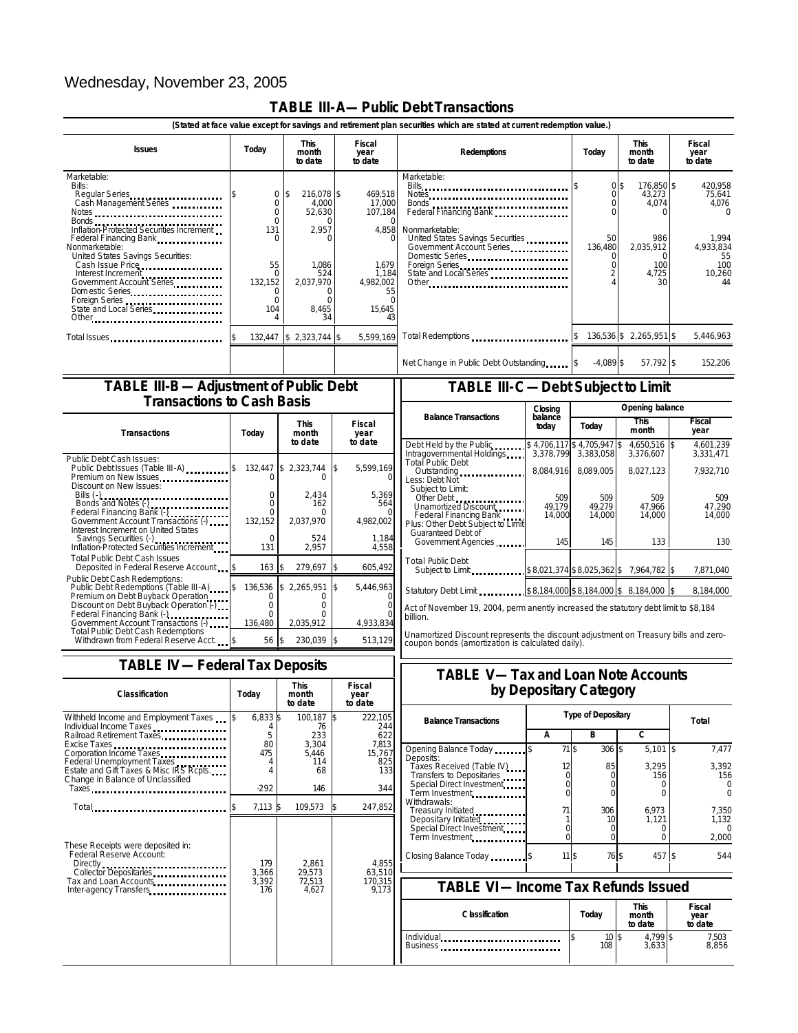Wednesday, November 23, 2005

## TABLE III-A — Public Debt Transactions

(Stated at face value except for savings and retirement plan securities which are stated at current redemption value.)

| Issues | Today | This month to date | Fiscal year to date | Redemptions | Today | This month to date | Fiscal year to date |
|---|---|---|---|---|---|---|---|
| Marketable: | | | | Marketable: | | | |
| Bills: | | | | Bills | $ 0 | $ 176,850 | $ 420,958 |
| Regular Series | $ 0 | $ 216,078 | $ 469,518 | Notes | 0 | 43,273 | 75,641 |
| Cash Management Series | 0 | 4,000 | 17,000 | Bonds | 0 | 4,074 | 4,076 |
| Notes | 0 | 52,630 | 107,184 | Federal Financing Bank | 0 | 0 | 0 |
| Bonds | 0 | 0 | 0 | | | | |
| Inflation-Protected Securities Increment | 131 | 2,957 | 4,858 | Nonmarketable: | | | |
| Federal Financing Bank | 0 | 0 | 0 | United States Savings Securities | 50 | 986 | 1,994 |
| Nonmarketable: | | | | Government Account Series | 136,480 | 2,035,912 | 4,933,834 |
| United States Savings Securities: | | | | Domestic Series | 0 | 0 | 55 |
| Cash Issue Price | 55 | 1,086 | 1,679 | Foreign Series | 0 | 100 | 100 |
| Interest Increment | 0 | 524 | 1,184 | State and Local Series | 2 | 4,725 | 10,260 |
| Government Account Series | 132,152 | 2,037,970 | 4,982,002 | Other | 4 | 30 | 44 |
| Domestic Series | 0 | 0 | 55 | | | | |
| Foreign Series | 0 | 0 | 0 | | | | |
| State and Local Series | 104 | 8,465 | 15,645 | | | | |
| Other | 4 | 34 | 43 | | | | |
| Total Issues | $ 132,447 | $ 2,323,744 | $ 5,599,169 | Total Redemptions | $ 136,536 | $ 2,265,951 | $ 5,446,963 |
| | | | | Net Change in Public Debt Outstanding | $ -4,089 | $ 57,792 | $ 152,206 |

## TABLE III-B — Adjustment of Public Debt Transactions to Cash Basis

| Transactions | Today | This month to date | Fiscal year to date |
|---|---|---|---|
| Public Debt Cash Issues: | | | |
| Public Debt Issues (Table III-A) | $ 132,447 | $ 2,323,744 | $ 5,599,169 |
| Premium on New Issues | 0 | 0 | 0 |
| Discount on New Issues: | | | |
| Bills (-) | 0 | 2,434 | 5,369 |
| Bonds and Notes (-) | 0 | 162 | 564 |
| Federal Financing Bank (-) | 0 | 0 | 0 |
| Government Account Transactions (-) | 132,152 | 2,037,970 | 4,982,002 |
| Interest Increment on United States Savings Securities (-) | 0 | 524 | 1,184 |
| Inflation-Protected Securities Increment | 131 | 2,957 | 4,558 |
| Total Public Debt Cash Issues Deposited in Federal Reserve Account | $ 163 | $ 279,697 | $ 605,492 |
| Public Debt Cash Redemptions: | | | |
| Public Debt Redemptions (Table III-A) | $ 136,536 | $ 2,265,951 | $ 5,446,963 |
| Premium on Debt Buyback Operation | 0 | 0 | 0 |
| Discount on Debt Buyback Operation (-) | 0 | 0 | 0 |
| Federal Financing Bank (-) | 0 | 0 | 0 |
| Government Account Transactions (-) | 136,480 | 2,035,912 | 4,933,834 |
| Total Public Debt Cash Redemptions Withdrawn from Federal Reserve Acct. | $ 56 | $ 230,039 | $ 513,129 |

## TABLE III-C — Debt Subject to Limit

| Balance Transactions | Closing balance today | Opening balance Today | Opening balance This month | Opening balance Fiscal year |
|---|---|---|---|---|
| Debt Held by the Public | $ 4,706,117 | $ 4,705,947 | $ 4,650,516 | $ 4,601,239 |
| Intragovernmental Holdings | 3,378,799 | 3,383,058 | 3,376,607 | 3,331,471 |
| Total Public Debt Outstanding | 8,084,916 | 8,089,005 | 8,027,123 | 7,932,710 |
| Less: Debt Not Subject to Limit: | | | | |
| Other Debt | 509 | 509 | 509 | 509 |
| Unamortized Discount | 49,179 | 49,279 | 47,966 | 47,290 |
| Federal Financing Bank | 14,000 | 14,000 | 14,000 | 14,000 |
| Plus: Other Debt Subject to Limit | | | | |
| Guaranteed Debt of Government Agencies | 145 | 145 | 133 | 130 |
| Total Public Debt Subject to Limit | $ 8,021,374 | $ 8,025,362 | $ 7,964,782 | $ 7,871,040 |
| Statutory Debt Limit | $ 8,184,000 | $ 8,184,000 | $ 8,184,000 | $ 8,184,000 |

Act of November 19, 2004, permanently increased the statutory debt limit to $8,184 billion.

Unamortized Discount represents the discount adjustment on Treasury bills and zero-coupon bonds (amortization is calculated daily).

## TABLE IV — Federal Tax Deposits

| Classification | Today | This month to date | Fiscal year to date |
|---|---|---|---|
| Withheld Income and Employment Taxes | $ 6,833 | $ 100,187 | $ 222,105 |
| Individual Income Taxes | 4 | 76 | 244 |
| Railroad Retirement Taxes | 5 | 233 | 622 |
| Excise Taxes | 80 | 3,304 | 7,813 |
| Corporation Income Taxes | 475 | 5,446 | 15,767 |
| Federal Unemployment Taxes | 4 | 114 | 825 |
| Estate and Gift Taxes & Misc IRS Rcpts. | 4 | 68 | 133 |
| Change in Balance of Unclassified Taxes | -292 | 146 | 344 |
| Total | $ 7,113 | $ 109,573 | $ 247,852 |
| These Receipts were deposited in: | | | |
| Federal Reserve Account: | | | |
| Directly | 179 | 2,861 | 4,855 |
| Collector Depositaries | 3,366 | 29,573 | 63,510 |
| Tax and Loan Accounts | 3,392 | 72,513 | 170,315 |
| Inter-agency Transfers | 176 | 4,627 | 9,173 |

## TABLE V — Tax and Loan Note Accounts by Depositary Category

| Balance Transactions | Type of Depositary A | B | C | Total |
|---|---|---|---|---|
| Opening Balance Today | $ 71 | $ 306 | $ 5,101 | $ 7,477 |
| Deposits: | | | | |
| Taxes Received (Table IV) | 12 | 85 | 3,295 | 3,392 |
| Transfers to Depositaries | 0 | 0 | 156 | 156 |
| Special Direct Investment | 0 | 0 | 0 | 0 |
| Term Investment | 0 | 0 | 0 | 0 |
| Withdrawals: | | | | |
| Treasury Initiated | 71 | 306 | 6,973 | 7,350 |
| Depositary Initiated | 1 | 10 | 1,121 | 1,132 |
| Special Direct Investment | 0 | 0 | 0 | 0 |
| Term Investment | 0 | 0 | 0 | 2,000 |
| Closing Balance Today | $ 11 | $ 76 | $ 457 | $ 544 |

## TABLE VI — Income Tax Refunds Issued

| Classification | Today | This month to date | Fiscal year to date |
|---|---|---|---|
| Individual | $ 10 | $ 4,799 | $ 7,503 |
| Business | 108 | 3,633 | 8,856 |